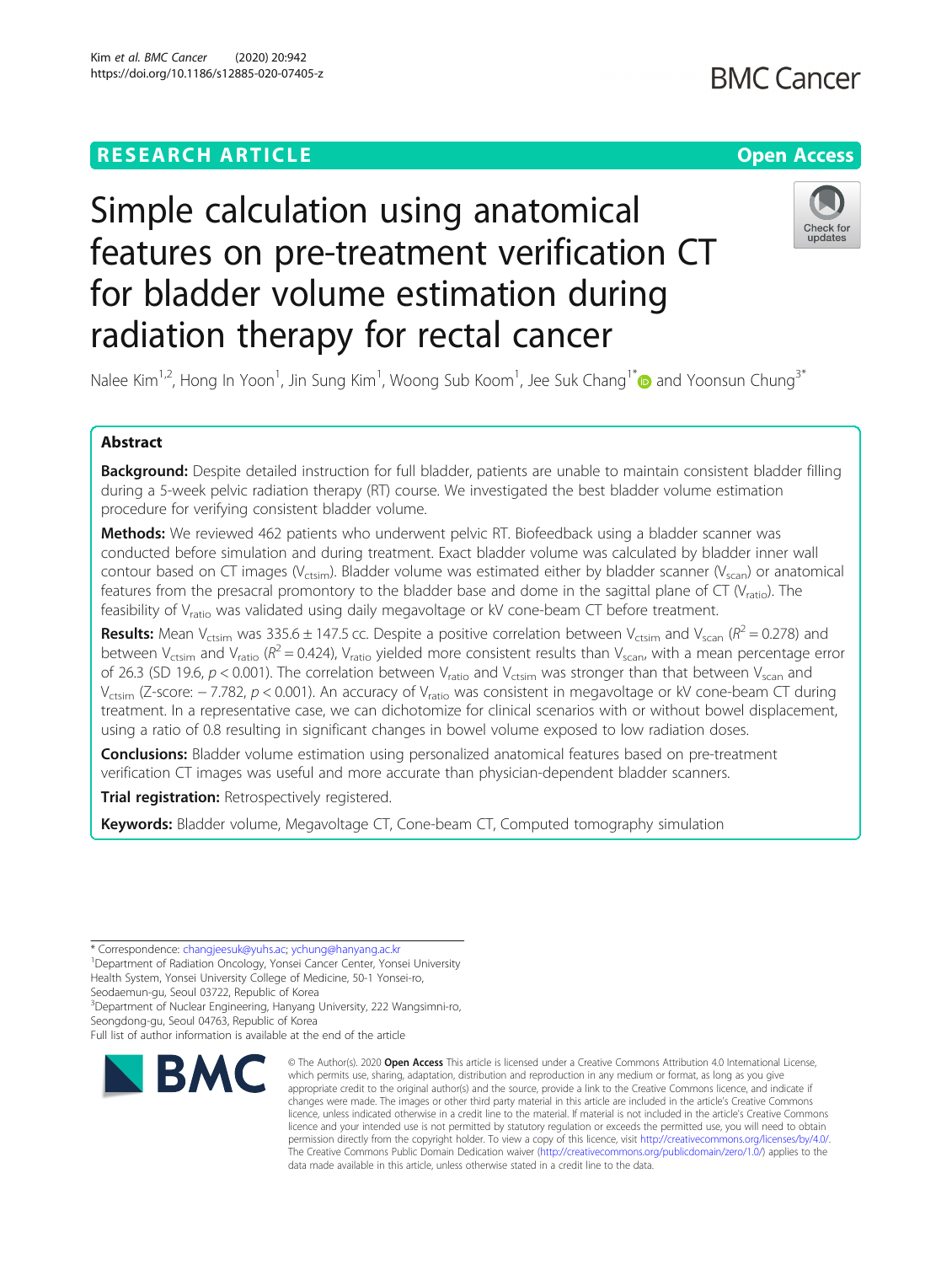RESEARCH ARTICLE

Open Access

# Simple calculation using anatomical features on pre-treatment verification CT for bladder volume estimation during radiation therapy for rectal cancer

Nalee Kim[1,2], Hong In Yoon[1], Jin Sung Kim[1], Woong Sub Koom[1], Jee Suk Chang[1*] and Yoonsun Chung[3*]

## Abstract

**Background:** Despite detailed instruction for full bladder, patients are unable to maintain consistent bladder filling during a 5-week pelvic radiation therapy (RT) course. We investigated the best bladder volume estimation procedure for verifying consistent bladder volume.

**Methods:** We reviewed 462 patients who underwent pelvic RT. Biofeedback using a bladder scanner was conducted before simulation and during treatment. Exact bladder volume was calculated by bladder inner wall contour based on CT images ($V_{ctsim}$). Bladder volume was estimated either by bladder scanner ($V_{scan}$) or anatomical features from the presacral promontory to the bladder base and dome in the sagittal plane of CT ($V_{ratio}$). The feasibility of $V_{ratio}$ was validated using daily megavoltage or kV cone-beam CT before treatment.

**Results:** Mean $V_{ctsim}$ was 335.6 ± 147.5 cc. Despite a positive correlation between $V_{ctsim}$ and $V_{scan}$ ($R^2 = 0.278$) and between $V_{ctsim}$ and $V_{ratio}$ ($R^2 = 0.424$), $V_{ratio}$ yielded more consistent results than $V_{scan}$, with a mean percentage error of 26.3 (SD 19.6, $p < 0.001$). The correlation between $V_{ratio}$ and $V_{ctsim}$ was stronger than that between $V_{scan}$ and $V_{ctsim}$ (Z-score: − 7.782, $p < 0.001$). An accuracy of $V_{ratio}$ was consistent in megavoltage or kV cone-beam CT during treatment. In a representative case, we can dichotomize for clinical scenarios with or without bowel displacement, using a ratio of 0.8 resulting in significant changes in bowel volume exposed to low radiation doses.

**Conclusions:** Bladder volume estimation using personalized anatomical features based on pre-treatment verification CT images was useful and more accurate than physician-dependent bladder scanners.

**Trial registration:** Retrospectively registered.

**Keywords:** Bladder volume, Megavoltage CT, Cone-beam CT, Computed tomography simulation

---

\* Correspondence: changjeesuk@yuhs.ac; ychung@hanyang.ac.kr
[1]Department of Radiation Oncology, Yonsei Cancer Center, Yonsei University Health System, Yonsei University College of Medicine, 50-1 Yonsei-ro, Seodaemun-gu, Seoul 03722, Republic of Korea
[3]Department of Nuclear Engineering, Hanyang University, 222 Wangsimni-ro, Seongdong-gu, Seoul 04763, Republic of Korea
Full list of author information is available at the end of the article

© The Author(s). 2020 **Open Access** This article is licensed under a Creative Commons Attribution 4.0 International License, which permits use, sharing, adaptation, distribution and reproduction in any medium or format, as long as you give appropriate credit to the original author(s) and the source, provide a link to the Creative Commons licence, and indicate if changes were made. The images or other third party material in this article are included in the article's Creative Commons licence, unless indicated otherwise in a credit line to the material. If material is not included in the article's Creative Commons licence and your intended use is not permitted by statutory regulation or exceeds the permitted use, you will need to obtain permission directly from the copyright holder. To view a copy of this licence, visit http://creativecommons.org/licenses/by/4.0/. The Creative Commons Public Domain Dedication waiver (http://creativecommons.org/publicdomain/zero/1.0/) applies to the data made available in this article, unless otherwise stated in a credit line to the data.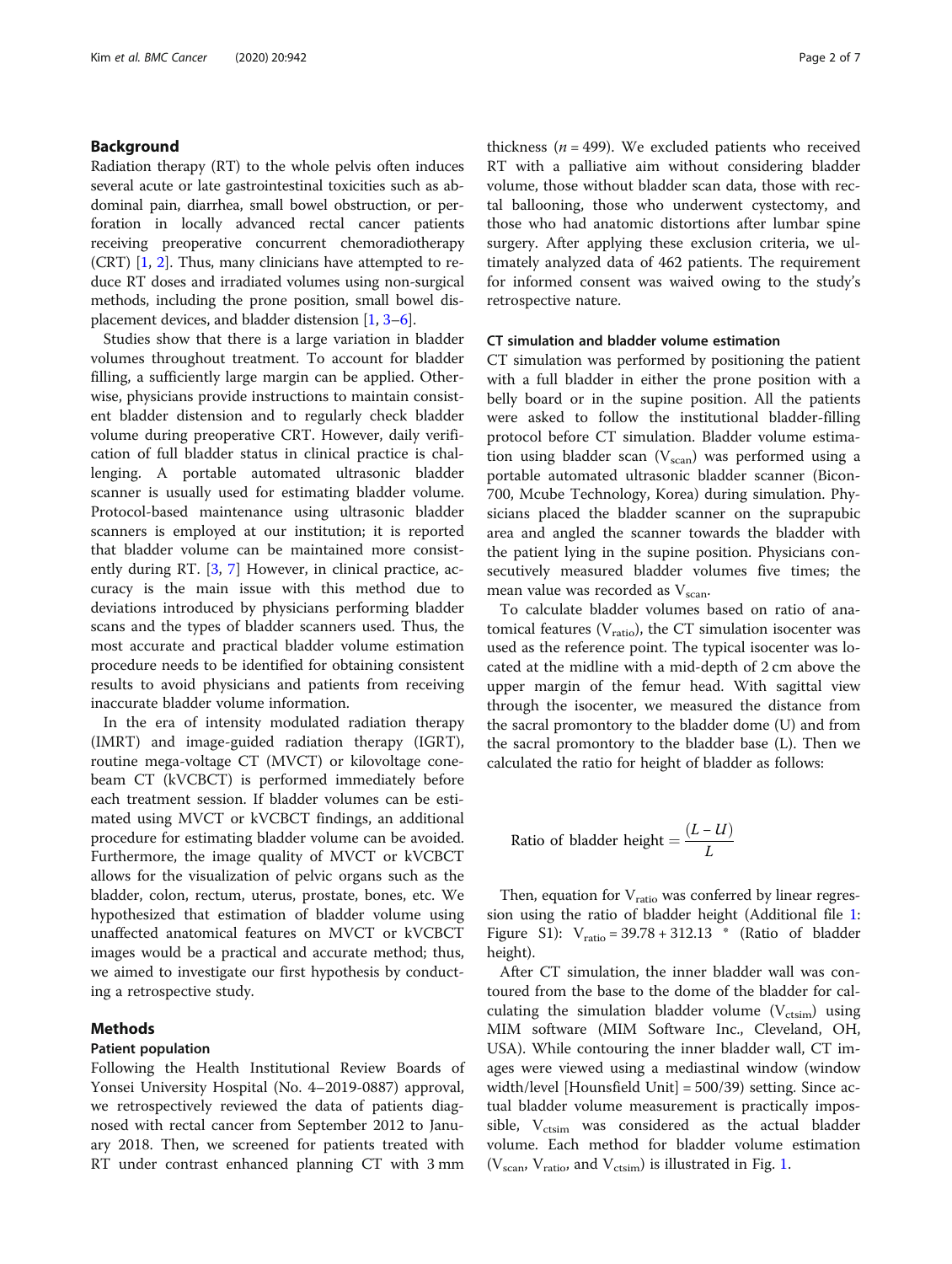## Background

Radiation therapy (RT) to the whole pelvis often induces several acute or late gastrointestinal toxicities such as abdominal pain, diarrhea, small bowel obstruction, or perforation in locally advanced rectal cancer patients receiving preoperative concurrent chemoradiotherapy (CRT) [1, 2]. Thus, many clinicians have attempted to reduce RT doses and irradiated volumes using non-surgical methods, including the prone position, small bowel displacement devices, and bladder distension [1, 3–6].

Studies show that there is a large variation in bladder volumes throughout treatment. To account for bladder filling, a sufficiently large margin can be applied. Otherwise, physicians provide instructions to maintain consistent bladder distension and to regularly check bladder volume during preoperative CRT. However, daily verification of full bladder status in clinical practice is challenging. A portable automated ultrasonic bladder scanner is usually used for estimating bladder volume. Protocol-based maintenance using ultrasonic bladder scanners is employed at our institution; it is reported that bladder volume can be maintained more consistently during RT. [3, 7] However, in clinical practice, accuracy is the main issue with this method due to deviations introduced by physicians performing bladder scans and the types of bladder scanners used. Thus, the most accurate and practical bladder volume estimation procedure needs to be identified for obtaining consistent results to avoid physicians and patients from receiving inaccurate bladder volume information.

In the era of intensity modulated radiation therapy (IMRT) and image-guided radiation therapy (IGRT), routine mega-voltage CT (MVCT) or kilovoltage cone-beam CT (kVCBCT) is performed immediately before each treatment session. If bladder volumes can be estimated using MVCT or kVCBCT findings, an additional procedure for estimating bladder volume can be avoided. Furthermore, the image quality of MVCT or kVCBCT allows for the visualization of pelvic organs such as the bladder, colon, rectum, uterus, prostate, bones, etc. We hypothesized that estimation of bladder volume using unaffected anatomical features on MVCT or kVCBCT images would be a practical and accurate method; thus, we aimed to investigate our first hypothesis by conducting a retrospective study.

## Methods

### Patient population

Following the Health Institutional Review Boards of Yonsei University Hospital (No. 4–2019-0887) approval, we retrospectively reviewed the data of patients diagnosed with rectal cancer from September 2012 to January 2018. Then, we screened for patients treated with RT under contrast enhanced planning CT with 3 mm thickness ($n = 499$). We excluded patients who received RT with a palliative aim without considering bladder volume, those without bladder scan data, those with rectal ballooning, those who underwent cystectomy, and those who had anatomic distortions after lumbar spine surgery. After applying these exclusion criteria, we ultimately analyzed data of 462 patients. The requirement for informed consent was waived owing to the study's retrospective nature.

### CT simulation and bladder volume estimation

CT simulation was performed by positioning the patient with a full bladder in either the prone position with a belly board or in the supine position. All the patients were asked to follow the institutional bladder-filling protocol before CT simulation. Bladder volume estimation using bladder scan ($V_{scan}$) was performed using a portable automated ultrasonic bladder scanner (Bicon-700, Mcube Technology, Korea) during simulation. Physicians placed the bladder scanner on the suprapubic area and angled the scanner towards the bladder with the patient lying in the supine position. Physicians consecutively measured bladder volumes five times; the mean value was recorded as $V_{scan}$.

To calculate bladder volumes based on ratio of anatomical features ($V_{ratio}$), the CT simulation isocenter was used as the reference point. The typical isocenter was located at the midline with a mid-depth of 2 cm above the upper margin of the femur head. With sagittal view through the isocenter, we measured the distance from the sacral promontory to the bladder dome (U) and from the sacral promontory to the bladder base (L). Then we calculated the ratio for height of bladder as follows:

$$\text{Ratio of bladder height} = \frac{(L - U)}{L}$$

Then, equation for $V_{ratio}$ was conferred by linear regression using the ratio of bladder height (Additional file 1: Figure S1): $V_{ratio} = 39.78 + 312.13 * (\text{Ratio of bladder height})$.

After CT simulation, the inner bladder wall was contoured from the base to the dome of the bladder for calculating the simulation bladder volume ($V_{ctsim}$) using MIM software (MIM Software Inc., Cleveland, OH, USA). While contouring the inner bladder wall, CT images were viewed using a mediastinal window (window width/level [Hounsfield Unit] = 500/39) setting. Since actual bladder volume measurement is practically impossible, $V_{ctsim}$ was considered as the actual bladder volume. Each method for bladder volume estimation ($V_{scan}$, $V_{ratio}$, and $V_{ctsim}$) is illustrated in Fig. 1.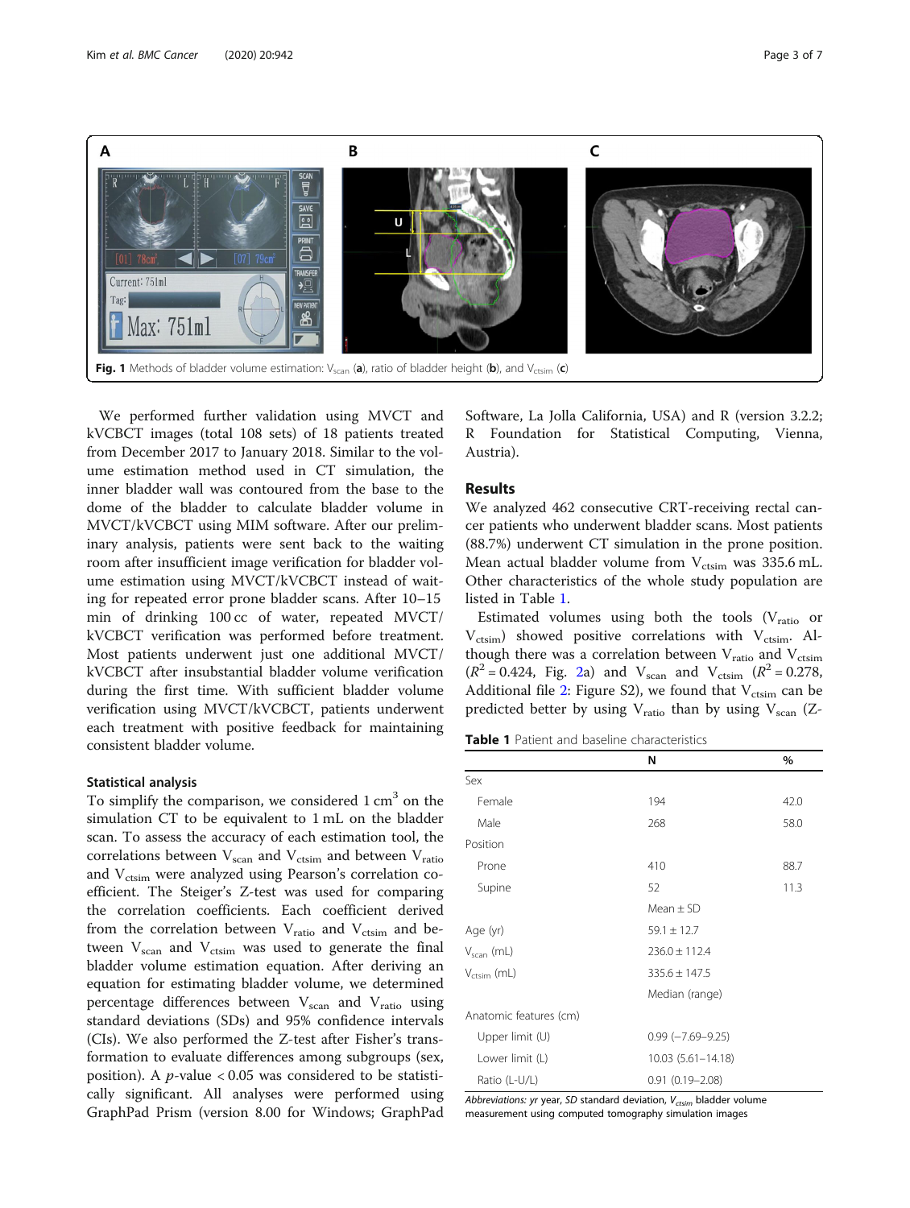Fig. 1 Methods of bladder volume estimation: $V_{scan}$ (**a**), ratio of bladder height (**b**), and $V_{ctsim}$ (**c**)

We performed further validation using MVCT and kVCBCT images (total 108 sets) of 18 patients treated from December 2017 to January 2018. Similar to the volume estimation method used in CT simulation, the inner bladder wall was contoured from the base to the dome of the bladder to calculate bladder volume in MVCT/kVCBCT using MIM software. After our preliminary analysis, patients were sent back to the waiting room after insufficient image verification for bladder volume estimation using MVCT/kVCBCT instead of waiting for repeated error prone bladder scans. After 10–15 min of drinking 100 cc of water, repeated MVCT/kVCBCT verification was performed before treatment. Most patients underwent just one additional MVCT/kVCBCT after insubstantial bladder volume verification during the first time. With sufficient bladder volume verification using MVCT/kVCBCT, patients underwent each treatment with positive feedback for maintaining consistent bladder volume.

### Statistical analysis

To simplify the comparison, we considered 1 $cm^3$ on the simulation CT to be equivalent to 1 mL on the bladder scan. To assess the accuracy of each estimation tool, the correlations between $V_{scan}$ and $V_{ctsim}$ and between $V_{ratio}$ and $V_{ctsim}$ were analyzed using Pearson's correlation coefficient. The Steiger's Z-test was used for comparing the correlation coefficients. Each coefficient derived from the correlation between $V_{ratio}$ and $V_{ctsim}$ and between $V_{scan}$ and $V_{ctsim}$ was used to generate the final bladder volume estimation equation. After deriving an equation for estimating bladder volume, we determined percentage differences between $V_{scan}$ and $V_{ratio}$ using standard deviations (SDs) and 95% confidence intervals (CIs). We also performed the Z-test after Fisher's transformation to evaluate differences among subgroups (sex, position). A $p$-value < 0.05 was considered to be statistically significant. All analyses were performed using GraphPad Prism (version 8.00 for Windows; GraphPad Software, La Jolla California, USA) and R (version 3.2.2; R Foundation for Statistical Computing, Vienna, Austria).

## Results

We analyzed 462 consecutive CRT-receiving rectal cancer patients who underwent bladder scans. Most patients (88.7%) underwent CT simulation in the prone position. Mean actual bladder volume from $V_{ctsim}$ was 335.6 mL. Other characteristics of the whole study population are listed in Table 1.

Estimated volumes using both the tools ($V_{ratio}$ or $V_{ctsim}$) showed positive correlations with $V_{ctsim}$. Although there was a correlation between $V_{ratio}$ and $V_{ctsim}$ ($R^2$ = 0.424, Fig. 2a) and $V_{scan}$ and $V_{ctsim}$ ($R^2$ = 0.278, Additional file 2: Figure S2), we found that $V_{ctsim}$ can be predicted better by using $V_{ratio}$ than by using $V_{scan}$ (Z-

**Table 1** Patient and baseline characteristics

| | N | % |
|---|---|---|
| Sex | | |
| Female | 194 | 42.0 |
| Male | 268 | 58.0 |
| Position | | |
| Prone | 410 | 88.7 |
| Supine | 52 | 11.3 |
| | Mean ± SD | |
| Age (yr) | 59.1 ± 12.7 | |
| $V_{scan}$ (mL) | 236.0 ± 112.4 | |
| $V_{ctsim}$ (mL) | 335.6 ± 147.5 | |
| | Median (range) | |
| Anatomic features (cm) | | |
| Upper limit (U) | 0.99 (−7.69–9.25) | |
| Lower limit (L) | 10.03 (5.61–14.18) | |
| Ratio (L-U/L) | 0.91 (0.19–2.08) | |

*Abbreviations: yr* year, *SD* standard deviation, $V_{ctsim}$ bladder volume measurement using computed tomography simulation images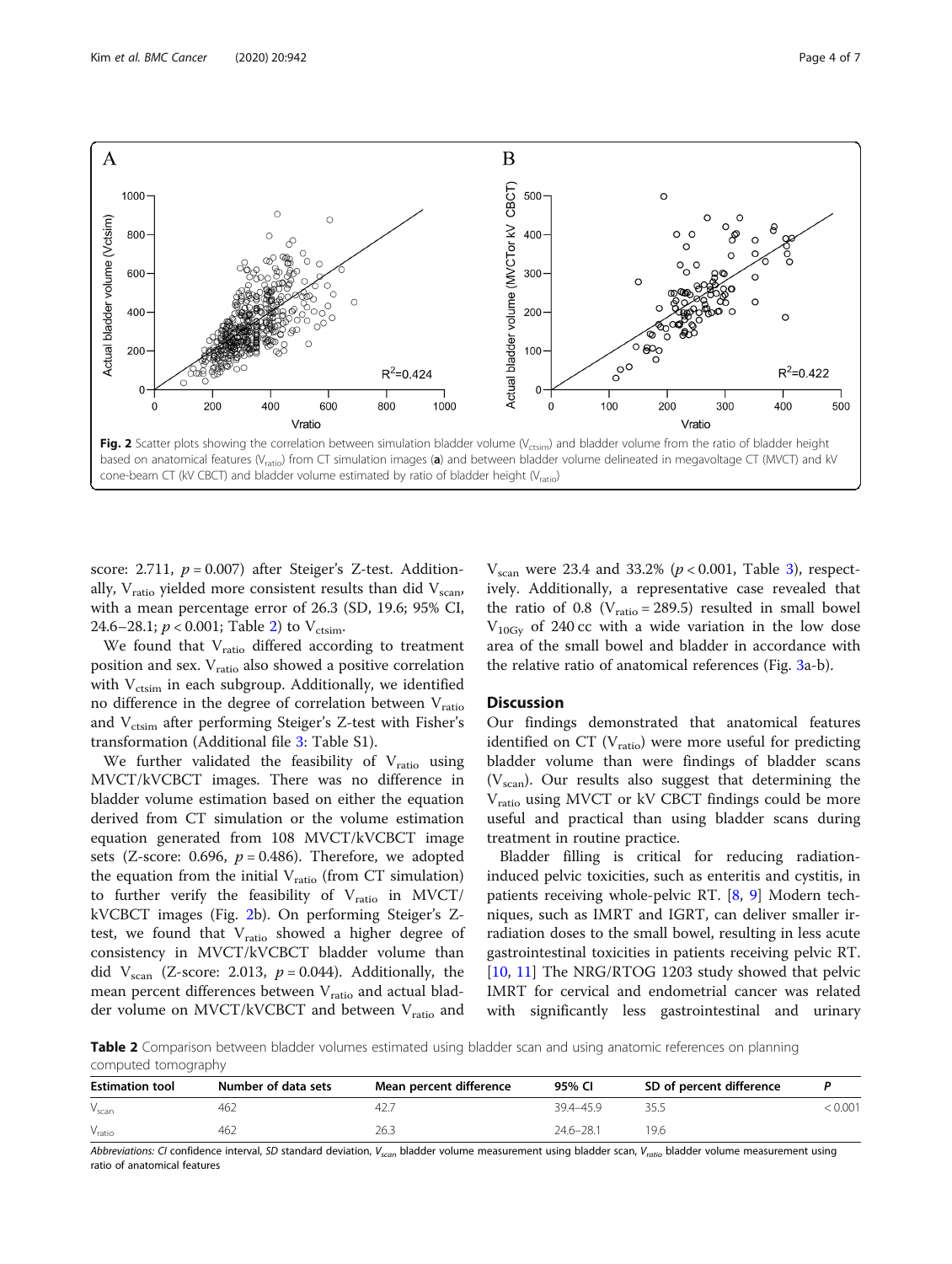Fig. 2 Scatter plots showing the correlation between simulation bladder volume ($V_{ctsim}$) and bladder volume from the ratio of bladder height based on anatomical features ($V_{ratio}$) from CT simulation images (**a**) and between bladder volume delineated in megavoltage CT (MVCT) and kV cone-beam CT (kV CBCT) and bladder volume estimated by ratio of bladder height ($V_{ratio}$)

score: 2.711, $p = 0.007$) after Steiger's Z-test. Additionally, $V_{ratio}$ yielded more consistent results than did $V_{scan}$, with a mean percentage error of 26.3 (SD, 19.6; 95% CI, 24.6–28.1; $p < 0.001$; Table 2) to $V_{ctsim}$.

We found that $V_{ratio}$ differed according to treatment position and sex. $V_{ratio}$ also showed a positive correlation with $V_{ctsim}$ in each subgroup. Additionally, we identified no difference in the degree of correlation between $V_{ratio}$ and $V_{ctsim}$ after performing Steiger's Z-test with Fisher's transformation (Additional file 3: Table S1).

We further validated the feasibility of $V_{ratio}$ using MVCT/kVCBCT images. There was no difference in bladder volume estimation based on either the equation derived from CT simulation or the volume estimation equation generated from 108 MVCT/kVCBCT image sets (Z-score: 0.696, $p = 0.486$). Therefore, we adopted the equation from the initial $V_{ratio}$ (from CT simulation) to further verify the feasibility of $V_{ratio}$ in MVCT/kVCBCT images (Fig. 2b). On performing Steiger's Z-test, we found that $V_{ratio}$ showed a higher degree of consistency in MVCT/kVCBCT bladder volume than did $V_{scan}$ (Z-score: 2.013, $p = 0.044$). Additionally, the mean percent differences between $V_{ratio}$ and actual bladder volume on MVCT/kVCBCT and between $V_{ratio}$ and $V_{scan}$ were 23.4 and 33.2% ($p < 0.001$, Table 3), respectively. Additionally, a representative case revealed that the ratio of 0.8 ($V_{ratio} = 289.5$) resulted in small bowel $V_{10Gy}$ of 240 cc with a wide variation in the low dose area of the small bowel and bladder in accordance with the relative ratio of anatomical references (Fig. 3a-b).

## Discussion

Our findings demonstrated that anatomical features identified on CT ($V_{ratio}$) were more useful for predicting bladder volume than were findings of bladder scans ($V_{scan}$). Our results also suggest that determining the $V_{ratio}$ using MVCT or kV CBCT findings could be more useful and practical than using bladder scans during treatment in routine practice.

Bladder filling is critical for reducing radiation-induced pelvic toxicities, such as enteritis and cystitis, in patients receiving whole-pelvic RT. [8, 9] Modern techniques, such as IMRT and IGRT, can deliver smaller irradiation doses to the small bowel, resulting in less acute gastrointestinal toxicities in patients receiving pelvic RT. [10, 11] The NRG/RTOG 1203 study showed that pelvic IMRT for cervical and endometrial cancer was related with significantly less gastrointestinal and urinary

**Table 2** Comparison between bladder volumes estimated using bladder scan and using anatomic references on planning computed tomography

| Estimation tool | Number of data sets | Mean percent difference | 95% CI | SD of percent difference | P |
|---|---|---|---|---|---|
| $V_{scan}$ | 462 | 42.7 | 39.4–45.9 | 35.5 | < 0.001 |
| $V_{ratio}$ | 462 | 26.3 | 24.6–28.1 | 19.6 | |

*Abbreviations: CI* confidence interval, *SD* standard deviation, $V_{scan}$ bladder volume measurement using bladder scan, $V_{ratio}$ bladder volume measurement using ratio of anatomical features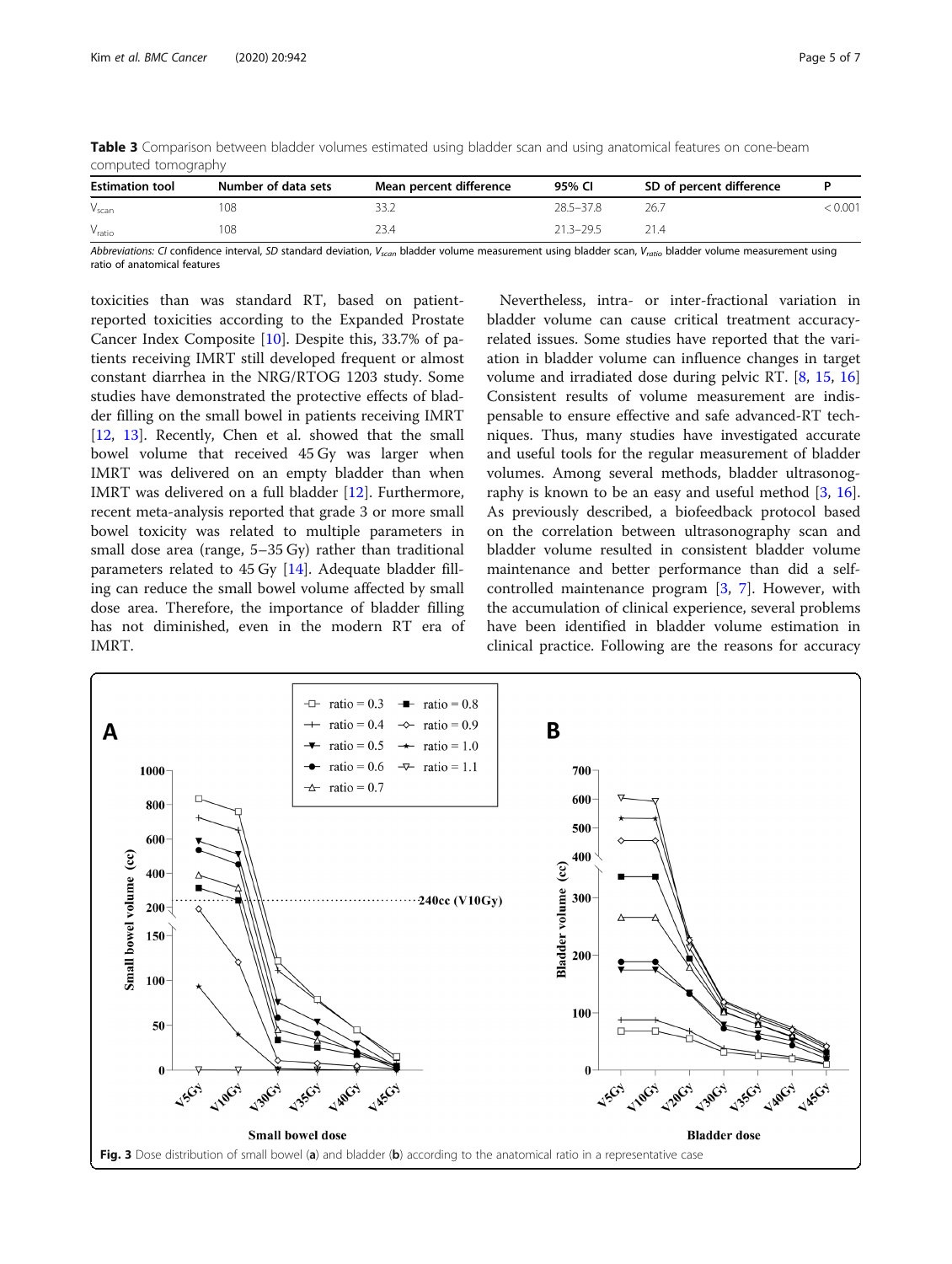**Table 3** Comparison between bladder volumes estimated using bladder scan and using anatomical features on cone-beam computed tomography

| Estimation tool | Number of data sets | Mean percent difference | 95% CI | SD of percent difference | P |
|---|---|---|---|---|---|
| $V_{scan}$ | 108 | 33.2 | 28.5–37.8 | 26.7 | < 0.001 |
| $V_{ratio}$ | 108 | 23.4 | 21.3–29.5 | 21.4 | |

*Abbreviations: CI* confidence interval, *SD* standard deviation, $V_{scan}$ bladder volume measurement using bladder scan, $V_{ratio}$ bladder volume measurement using ratio of anatomical features

toxicities than was standard RT, based on patient-reported toxicities according to the Expanded Prostate Cancer Index Composite [10]. Despite this, 33.7% of patients receiving IMRT still developed frequent or almost constant diarrhea in the NRG/RTOG 1203 study. Some studies have demonstrated the protective effects of bladder filling on the small bowel in patients receiving IMRT [12, 13]. Recently, Chen et al. showed that the small bowel volume that received 45 Gy was larger when IMRT was delivered on an empty bladder than when IMRT was delivered on a full bladder [12]. Furthermore, recent meta-analysis reported that grade 3 or more small bowel toxicity was related to multiple parameters in small dose area (range, 5–35 Gy) rather than traditional parameters related to 45 Gy [14]. Adequate bladder filling can reduce the small bowel volume affected by small dose area. Therefore, the importance of bladder filling has not diminished, even in the modern RT era of IMRT.

Nevertheless, intra- or inter-fractional variation in bladder volume can cause critical treatment accuracy-related issues. Some studies have reported that the variation in bladder volume can influence changes in target volume and irradiated dose during pelvic RT. [8, 15, 16] Consistent results of volume measurement are indispensable to ensure effective and safe advanced-RT techniques. Thus, many studies have investigated accurate and useful tools for the regular measurement of bladder volumes. Among several methods, bladder ultrasonography is known to be an easy and useful method [3, 16]. As previously described, a biofeedback protocol based on the correlation between ultrasonography scan and bladder volume resulted in consistent bladder volume maintenance and better performance than did a self-controlled maintenance program [3, 7]. However, with the accumulation of clinical experience, several problems have been identified in bladder volume estimation in clinical practice. Following are the reasons for accuracy

**Fig. 3** Dose distribution of small bowel (**a**) and bladder (**b**) according to the anatomical ratio in a representative case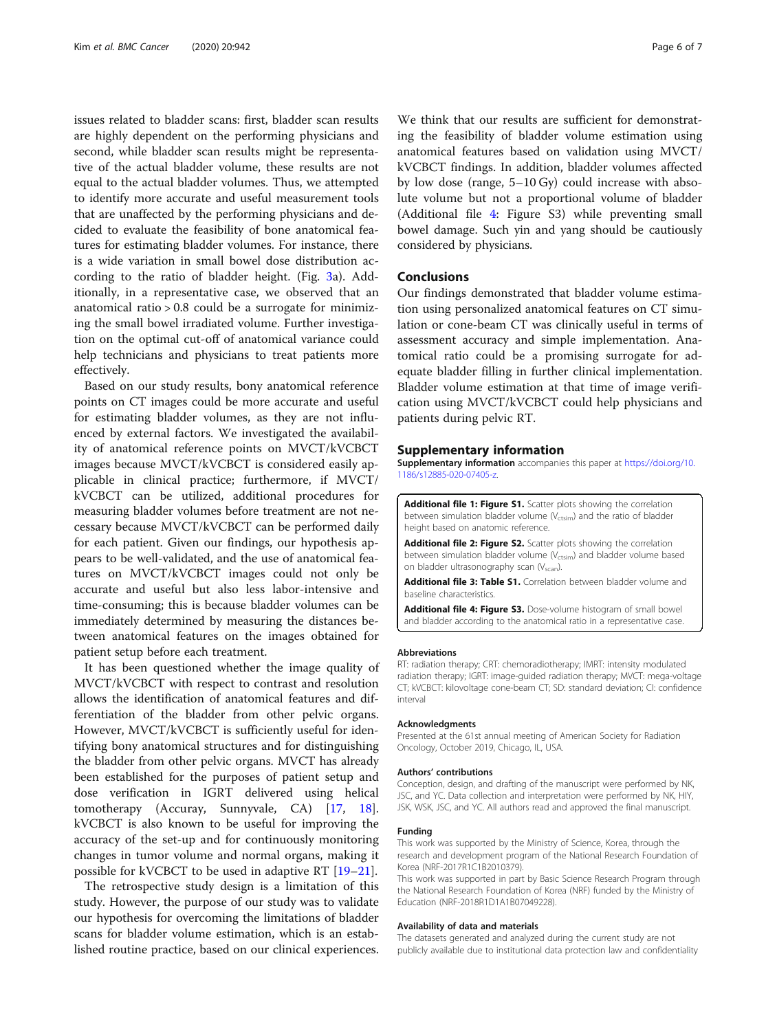issues related to bladder scans: first, bladder scan results are highly dependent on the performing physicians and second, while bladder scan results might be representative of the actual bladder volume, these results are not equal to the actual bladder volumes. Thus, we attempted to identify more accurate and useful measurement tools that are unaffected by the performing physicians and decided to evaluate the feasibility of bone anatomical features for estimating bladder volumes. For instance, there is a wide variation in small bowel dose distribution according to the ratio of bladder height. (Fig. 3a). Additionally, in a representative case, we observed that an anatomical ratio > 0.8 could be a surrogate for minimizing the small bowel irradiated volume. Further investigation on the optimal cut-off of anatomical variance could help technicians and physicians to treat patients more effectively.

Based on our study results, bony anatomical reference points on CT images could be more accurate and useful for estimating bladder volumes, as they are not influenced by external factors. We investigated the availability of anatomical reference points on MVCT/kVCBCT images because MVCT/kVCBCT is considered easily applicable in clinical practice; furthermore, if MVCT/kVCBCT can be utilized, additional procedures for measuring bladder volumes before treatment are not necessary because MVCT/kVCBCT can be performed daily for each patient. Given our findings, our hypothesis appears to be well-validated, and the use of anatomical features on MVCT/kVCBCT images could not only be accurate and useful but also less labor-intensive and time-consuming; this is because bladder volumes can be immediately determined by measuring the distances between anatomical features on the images obtained for patient setup before each treatment.

It has been questioned whether the image quality of MVCT/kVCBCT with respect to contrast and resolution allows the identification of anatomical features and differentiation of the bladder from other pelvic organs. However, MVCT/kVCBCT is sufficiently useful for identifying bony anatomical structures and for distinguishing the bladder from other pelvic organs. MVCT has already been established for the purposes of patient setup and dose verification in IGRT delivered using helical tomotherapy (Accuray, Sunnyvale, CA) [17, 18]. kVCBCT is also known to be useful for improving the accuracy of the set-up and for continuously monitoring changes in tumor volume and normal organs, making it possible for kVCBCT to be used in adaptive RT [19–21].

The retrospective study design is a limitation of this study. However, the purpose of our study was to validate our hypothesis for overcoming the limitations of bladder scans for bladder volume estimation, which is an established routine practice, based on our clinical experiences. We think that our results are sufficient for demonstrating the feasibility of bladder volume estimation using anatomical features based on validation using MVCT/kVCBCT findings. In addition, bladder volumes affected by low dose (range, 5–10 Gy) could increase with absolute volume but not a proportional volume of bladder (Additional file 4: Figure S3) while preventing small bowel damage. Such yin and yang should be cautiously considered by physicians.

## Conclusions

Our findings demonstrated that bladder volume estimation using personalized anatomical features on CT simulation or cone-beam CT was clinically useful in terms of assessment accuracy and simple implementation. Anatomical ratio could be a promising surrogate for adequate bladder filling in further clinical implementation. Bladder volume estimation at that time of image verification using MVCT/kVCBCT could help physicians and patients during pelvic RT.

## Supplementary information

**Supplementary information** accompanies this paper at https://doi.org/10.1186/s12885-020-07405-z.

**Additional file 1: Figure S1.** Scatter plots showing the correlation between simulation bladder volume ($V_{ctsim}$) and the ratio of bladder height based on anatomic reference.

**Additional file 2: Figure S2.** Scatter plots showing the correlation between simulation bladder volume ($V_{ctsim}$) and bladder volume based on bladder ultrasonography scan ($V_{scan}$).

**Additional file 3: Table S1.** Correlation between bladder volume and baseline characteristics.

**Additional file 4: Figure S3.** Dose-volume histogram of small bowel and bladder according to the anatomical ratio in a representative case.

#### Abbreviations

RT: radiation therapy; CRT: chemoradiotherapy; IMRT: intensity modulated radiation therapy; IGRT: image-guided radiation therapy; MVCT: mega-voltage CT; kVCBCT: kilovoltage cone-beam CT; SD: standard deviation; CI: confidence interval

#### Acknowledgments

Presented at the 61st annual meeting of American Society for Radiation Oncology, October 2019, Chicago, IL, USA.

#### Authors' contributions

Conception, design, and drafting of the manuscript were performed by NK, JSC, and YC. Data collection and interpretation were performed by NK, HIY, JSK, WSK, JSC, and YC. All authors read and approved the final manuscript.

#### Funding

This work was supported by the Ministry of Science, Korea, through the research and development program of the National Research Foundation of Korea (NRF-2017R1C1B2010379).

This work was supported in part by Basic Science Research Program through the National Research Foundation of Korea (NRF) funded by the Ministry of Education (NRF-2018R1D1A1B07049228).

#### Availability of data and materials

The datasets generated and analyzed during the current study are not publicly available due to institutional data protection law and confidentiality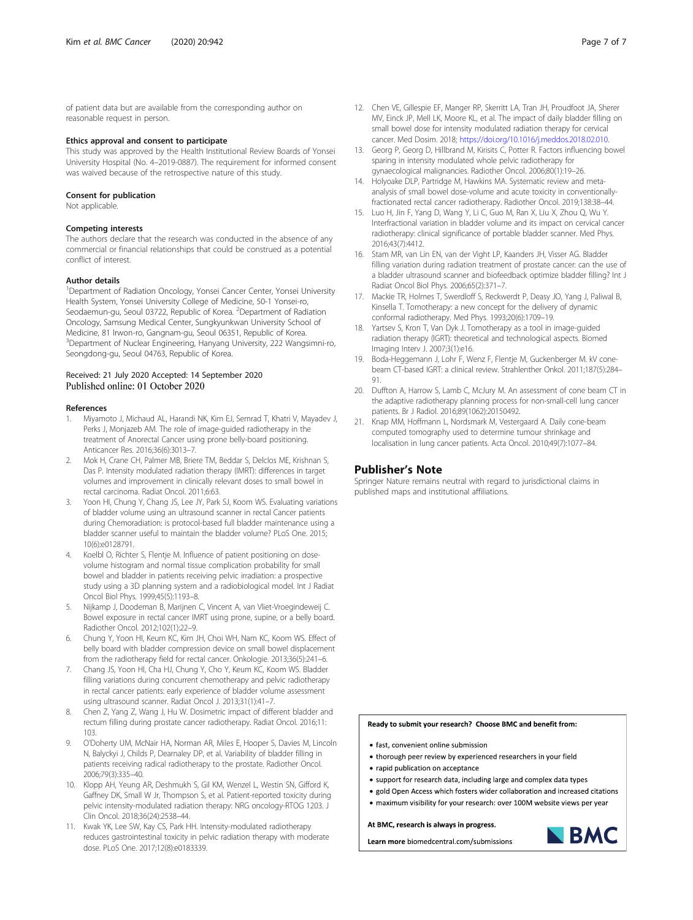of patient data but are available from the corresponding author on reasonable request in person.

### Ethics approval and consent to participate

This study was approved by the Health Institutional Review Boards of Yonsei University Hospital (No. 4–2019-0887). The requirement for informed consent was waived because of the retrospective nature of this study.

### Consent for publication

Not applicable.

### Competing interests

The authors declare that the research was conducted in the absence of any commercial or financial relationships that could be construed as a potential conflict of interest.

### Author details

[1]Department of Radiation Oncology, Yonsei Cancer Center, Yonsei University Health System, Yonsei University College of Medicine, 50-1 Yonsei-ro, Seodaemun-gu, Seoul 03722, Republic of Korea. [2]Department of Radiation Oncology, Samsung Medical Center, Sungkyunkwan University School of Medicine, 81 Irwon-ro, Gangnam-gu, Seoul 06351, Republic of Korea. [3]Department of Nuclear Engineering, Hanyang University, 222 Wangsimni-ro, Seongdong-gu, Seoul 04763, Republic of Korea.

Received: 21 July 2020 Accepted: 14 September 2020
Published online: 01 October 2020

### References

1. Miyamoto J, Michaud AL, Harandi NK, Kim EJ, Semrad T, Khatri V, Mayadev J, Perks J, Monjazeb AM. The role of image-guided radiotherapy in the treatment of Anorectal Cancer using prone belly-board positioning. Anticancer Res. 2016;36(6):3013–7.
2. Mok H, Crane CH, Palmer MB, Briere TM, Beddar S, Delclos ME, Krishnan S, Das P. Intensity modulated radiation therapy (IMRT): differences in target volumes and improvement in clinically relevant doses to small bowel in rectal carcinoma. Radiat Oncol. 2011;6:63.
3. Yoon HI, Chung Y, Chang JS, Lee JY, Park SJ, Koom WS. Evaluating variations of bladder volume using an ultrasound scanner in rectal Cancer patients during Chemoradiation: is protocol-based full bladder maintenance using a bladder scanner useful to maintain the bladder volume? PLoS One. 2015; 10(6):e0128791.
4. Koelbl O, Richter S, Flentje M. Influence of patient positioning on dose-volume histogram and normal tissue complication probability for small bowel and bladder in patients receiving pelvic irradiation: a prospective study using a 3D planning system and a radiobiological model. Int J Radiat Oncol Biol Phys. 1999;45(5):1193–8.
5. Nijkamp J, Doodeman B, Marijnen C, Vincent A, van Vliet-Vroegindeweij C. Bowel exposure in rectal cancer IMRT using prone, supine, or a belly board. Radiother Oncol. 2012;102(1):22–9.
6. Chung Y, Yoon HI, Keum KC, Kim JH, Choi WH, Nam KC, Koom WS. Effect of belly board with bladder compression device on small bowel displacement from the radiotherapy field for rectal cancer. Onkologie. 2013;36(5):241–6.
7. Chang JS, Yoon HI, Cha HJ, Chung Y, Cho Y, Keum KC, Koom WS. Bladder filling variations during concurrent chemotherapy and pelvic radiotherapy in rectal cancer patients: early experience of bladder volume assessment using ultrasound scanner. Radiat Oncol J. 2013;31(1):41–7.
8. Chen Z, Yang Z, Wang J, Hu W. Dosimetric impact of different bladder and rectum filling during prostate cancer radiotherapy. Radiat Oncol. 2016;11: 103.
9. O'Doherty UM, McNair HA, Norman AR, Miles E, Hooper S, Davies M, Lincoln N, Balyckyi J, Childs P, Dearnaley DP, et al. Variability of bladder filling in patients receiving radical radiotherapy to the prostate. Radiother Oncol. 2006;79(3):335–40.
10. Klopp AH, Yeung AR, Deshmukh S, Gil KM, Wenzel L, Westin SN, Gifford K, Gaffney DK, Small W Jr, Thompson S, et al. Patient-reported toxicity during pelvic intensity-modulated radiation therapy: NRG oncology-RTOG 1203. J Clin Oncol. 2018;36(24):2538–44.
11. Kwak YK, Lee SW, Kay CS, Park HH. Intensity-modulated radiotherapy reduces gastrointestinal toxicity in pelvic radiation therapy with moderate dose. PLoS One. 2017;12(8):e0183339.
12. Chen VE, Gillespie EF, Manger RP, Skerritt LA, Tran JH, Proudfoot JA, Sherer MV, Einck JP, Mell LK, Moore KL, et al. The impact of daily bladder filling on small bowel dose for intensity modulated radiation therapy for cervical cancer. Med Dosim. 2018; https://doi.org/10.1016/j.meddos.2018.02.010.
13. Georg P, Georg D, Hillbrand M, Kirisits C, Potter R. Factors influencing bowel sparing in intensity modulated whole pelvic radiotherapy for gynaecological malignancies. Radiother Oncol. 2006;80(1):19–26.
14. Holyoake DLP, Partridge M, Hawkins MA. Systematic review and meta-analysis of small bowel dose-volume and acute toxicity in conventionally-fractionated rectal cancer radiotherapy. Radiother Oncol. 2019;138:38–44.
15. Luo H, Jin F, Yang D, Wang Y, Li C, Guo M, Ran X, Liu X, Zhou Q, Wu Y. Interfractional variation in bladder volume and its impact on cervical cancer radiotherapy: clinical significance of portable bladder scanner. Med Phys. 2016;43(7):4412.
16. Stam MR, van Lin EN, van der Vight LP, Kaanders JH, Visser AG. Bladder filling variation during radiation treatment of prostate cancer: can the use of a bladder ultrasound scanner and biofeedback optimize bladder filling? Int J Radiat Oncol Biol Phys. 2006;65(2):371–7.
17. Mackie TR, Holmes T, Swerdloff S, Reckwerdt P, Deasy JO, Yang J, Paliwal B, Kinsella T. Tomotherapy: a new concept for the delivery of dynamic conformal radiotherapy. Med Phys. 1993;20(6):1709–19.
18. Yartsev S, Kron T, Van Dyk J. Tomotherapy as a tool in image-guided radiation therapy (IGRT): theoretical and technological aspects. Biomed Imaging Interv J. 2007;3(1):e16.
19. Boda-Heggemann J, Lohr F, Wenz F, Flentje M, Guckenberger M. kV cone-beam CT-based IGRT: a clinical review. Strahlenther Onkol. 2011;187(5):284–91.
20. Duffton A, Harrow S, Lamb C, McJury M. An assessment of cone beam CT in the adaptive radiotherapy planning process for non-small-cell lung cancer patients. Br J Radiol. 2016;89(1062):20150492.
21. Knap MM, Hoffmann L, Nordsmark M, Vestergaard A. Daily cone-beam computed tomography used to determine tumour shrinkage and localisation in lung cancer patients. Acta Oncol. 2010;49(7):1077–84.

## Publisher's Note

Springer Nature remains neutral with regard to jurisdictional claims in published maps and institutional affiliations.

**Ready to submit your research? Choose BMC and benefit from:**

- fast, convenient online submission
- thorough peer review by experienced researchers in your field
- rapid publication on acceptance
- support for research data, including large and complex data types
- gold Open Access which fosters wider collaboration and increased citations
- maximum visibility for your research: over 100M website views per year

**At BMC, research is always in progress.**

**Learn more** biomedcentral.com/submissions

BMC